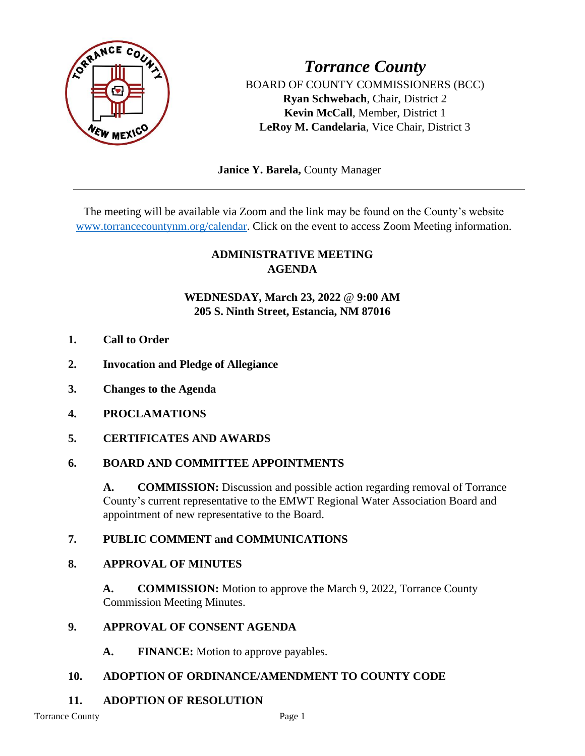# *Torrance County*

BOARD OF COUNTY COMMISSIONERS (BCC)
**Ryan Schwebach**, Chair, District 2
**Kevin McCall**, Member, District 1
**LeRoy M. Candelaria**, Vice Chair, District 3

**Janice Y. Barela,** County Manager

---

The meeting will be available via Zoom and the link may be found on the County's website www.torrancecountynm.org/calendar. Click on the event to access Zoom Meeting information.

## ADMINISTRATIVE MEETING AGENDA

### WEDNESDAY, March 23, 2022 @ 9:00 AM
### 205 S. Ninth Street, Estancia, NM 87016

1. **Call to Order**

2. **Invocation and Pledge of Allegiance**

3. **Changes to the Agenda**

4. **PROCLAMATIONS**

5. **CERTIFICATES AND AWARDS**

6. **BOARD AND COMMITTEE APPOINTMENTS**

   **A. COMMISSION:** Discussion and possible action regarding removal of Torrance County's current representative to the EMWT Regional Water Association Board and appointment of new representative to the Board.

7. **PUBLIC COMMENT and COMMUNICATIONS**

8. **APPROVAL OF MINUTES**

   **A. COMMISSION:** Motion to approve the March 9, 2022, Torrance County Commission Meeting Minutes.

9. **APPROVAL OF CONSENT AGENDA**

   **A. FINANCE:** Motion to approve payables.

10. **ADOPTION OF ORDINANCE/AMENDMENT TO COUNTY CODE**

11. **ADOPTION OF RESOLUTION**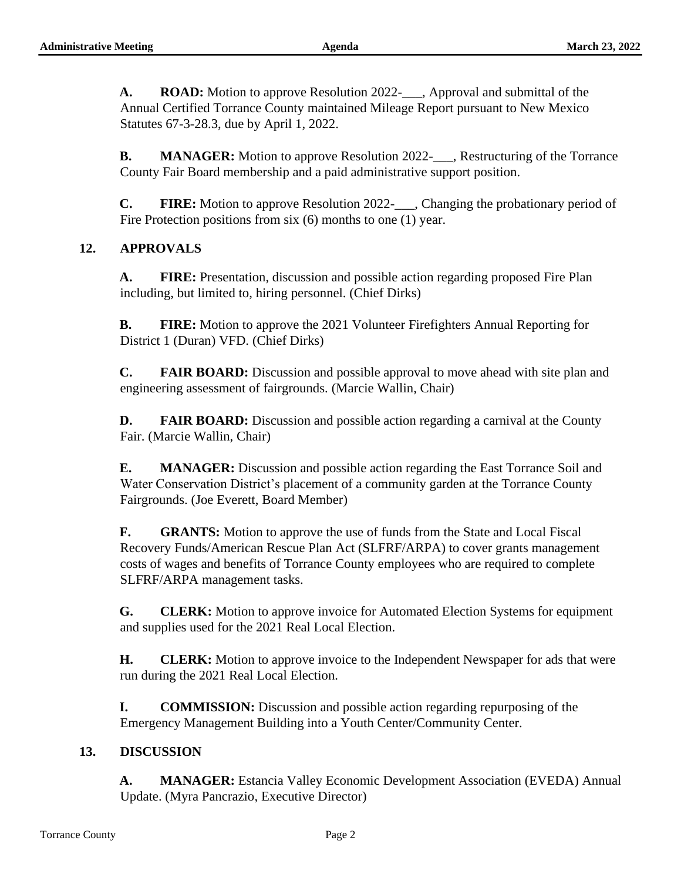**A. ROAD:** Motion to approve Resolution 2022-___, Approval and submittal of the Annual Certified Torrance County maintained Mileage Report pursuant to New Mexico Statutes 67-3-28.3, due by April 1, 2022.

**B. MANAGER:** Motion to approve Resolution 2022-___, Restructuring of the Torrance County Fair Board membership and a paid administrative support position.

**C. FIRE:** Motion to approve Resolution 2022-___, Changing the probationary period of Fire Protection positions from six (6) months to one (1) year.

## 12. APPROVALS

**A. FIRE:** Presentation, discussion and possible action regarding proposed Fire Plan including, but limited to, hiring personnel. (Chief Dirks)

**B. FIRE:** Motion to approve the 2021 Volunteer Firefighters Annual Reporting for District 1 (Duran) VFD. (Chief Dirks)

**C. FAIR BOARD:** Discussion and possible approval to move ahead with site plan and engineering assessment of fairgrounds. (Marcie Wallin, Chair)

**D. FAIR BOARD:** Discussion and possible action regarding a carnival at the County Fair. (Marcie Wallin, Chair)

**E. MANAGER:** Discussion and possible action regarding the East Torrance Soil and Water Conservation District's placement of a community garden at the Torrance County Fairgrounds. (Joe Everett, Board Member)

**F. GRANTS:** Motion to approve the use of funds from the State and Local Fiscal Recovery Funds/American Rescue Plan Act (SLFRF/ARPA) to cover grants management costs of wages and benefits of Torrance County employees who are required to complete SLFRF/ARPA management tasks.

**G. CLERK:** Motion to approve invoice for Automated Election Systems for equipment and supplies used for the 2021 Real Local Election.

**H. CLERK:** Motion to approve invoice to the Independent Newspaper for ads that were run during the 2021 Real Local Election.

**I. COMMISSION:** Discussion and possible action regarding repurposing of the Emergency Management Building into a Youth Center/Community Center.

## 13. DISCUSSION

**A. MANAGER:** Estancia Valley Economic Development Association (EVEDA) Annual Update. (Myra Pancrazio, Executive Director)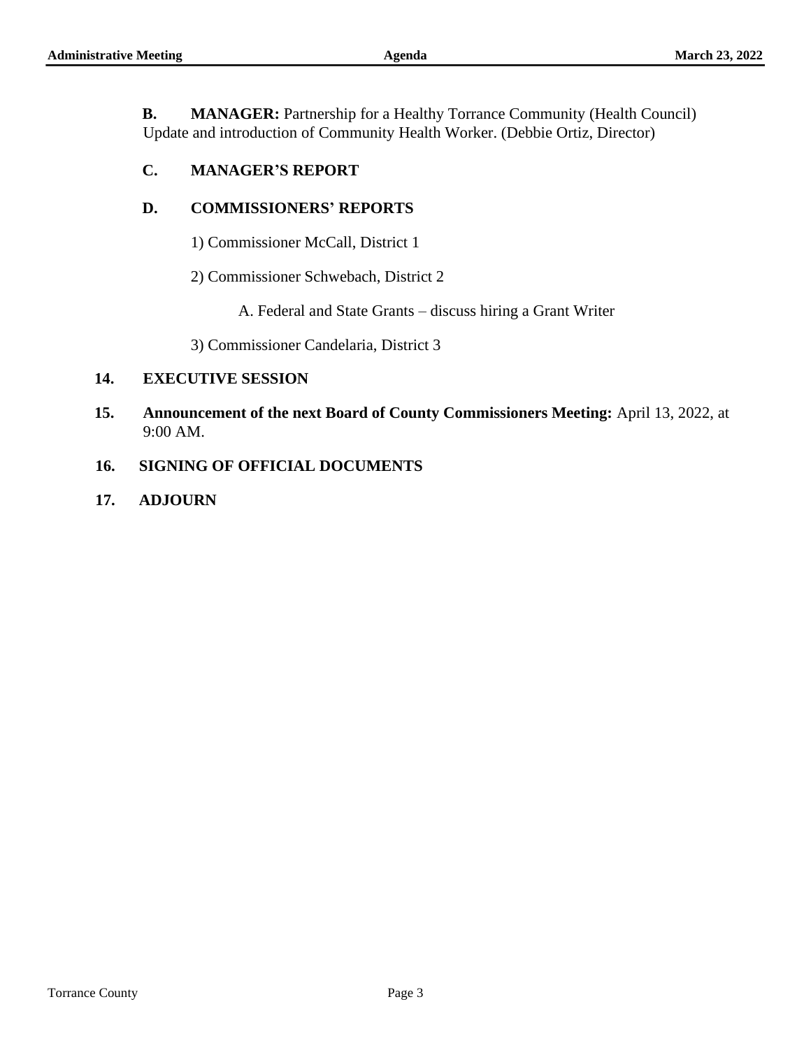**B. MANAGER:** Partnership for a Healthy Torrance Community (Health Council) Update and introduction of Community Health Worker. (Debbie Ortiz, Director)

**C. MANAGER'S REPORT**

**D. COMMISSIONERS' REPORTS**

1) Commissioner McCall, District 1

2) Commissioner Schwebach, District 2

A. Federal and State Grants – discuss hiring a Grant Writer

3) Commissioner Candelaria, District 3

**14. EXECUTIVE SESSION**

**15. Announcement of the next Board of County Commissioners Meeting:** April 13, 2022, at 9:00 AM.

**16. SIGNING OF OFFICIAL DOCUMENTS**

**17. ADJOURN**